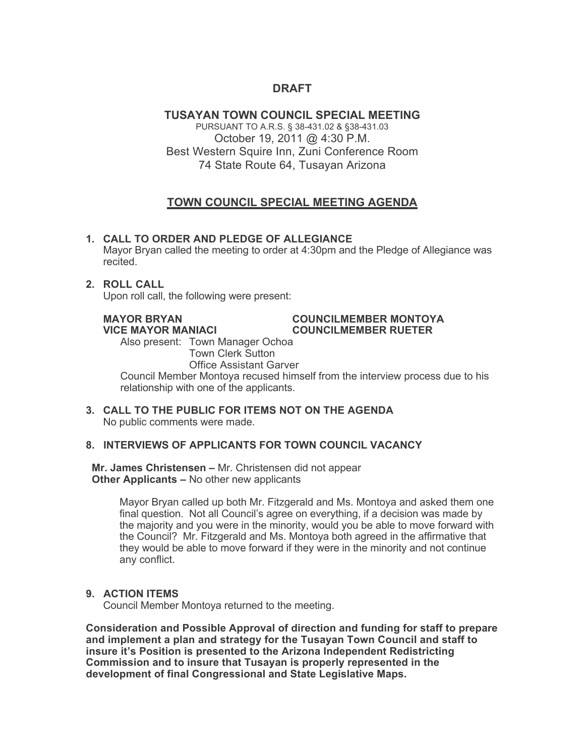# DRAFT

## TUSAYAN TOWN COUNCIL SPECIAL MEETING

PURSUANT TO A.R.S. § 38-431.02 & §38-431.03
October 19, 2011 @ 4:30 P.M.
Best Western Squire Inn, Zuni Conference Room
74 State Route 64, Tusayan Arizona

## TOWN COUNCIL SPECIAL MEETING AGENDA

**1. CALL TO ORDER AND PLEDGE OF ALLEGIANCE**
Mayor Bryan called the meeting to order at 4:30pm and the Pledge of Allegiance was recited.

**2. ROLL CALL**
Upon roll call, the following were present:

**MAYOR BRYAN**
**VICE MAYOR MANIACI**
**COUNCILMEMBER MONTOYA**
**COUNCILMEMBER RUETER**

Also present: Town Manager Ochoa
Town Clerk Sutton
Office Assistant Garver

Council Member Montoya recused himself from the interview process due to his relationship with one of the applicants.

**3. CALL TO THE PUBLIC FOR ITEMS NOT ON THE AGENDA**
No public comments were made.

**8. INTERVIEWS OF APPLICANTS FOR TOWN COUNCIL VACANCY**

**Mr. James Christensen –** Mr. Christensen did not appear
**Other Applicants –** No other new applicants

Mayor Bryan called up both Mr. Fitzgerald and Ms. Montoya and asked them one final question. Not all Council's agree on everything, if a decision was made by the majority and you were in the minority, would you be able to move forward with the Council? Mr. Fitzgerald and Ms. Montoya both agreed in the affirmative that they would be able to move forward if they were in the minority and not continue any conflict.

**9. ACTION ITEMS**
Council Member Montoya returned to the meeting.

**Consideration and Possible Approval of direction and funding for staff to prepare and implement a plan and strategy for the Tusayan Town Council and staff to insure it's Position is presented to the Arizona Independent Redistricting Commission and to insure that Tusayan is properly represented in the development of final Congressional and State Legislative Maps.**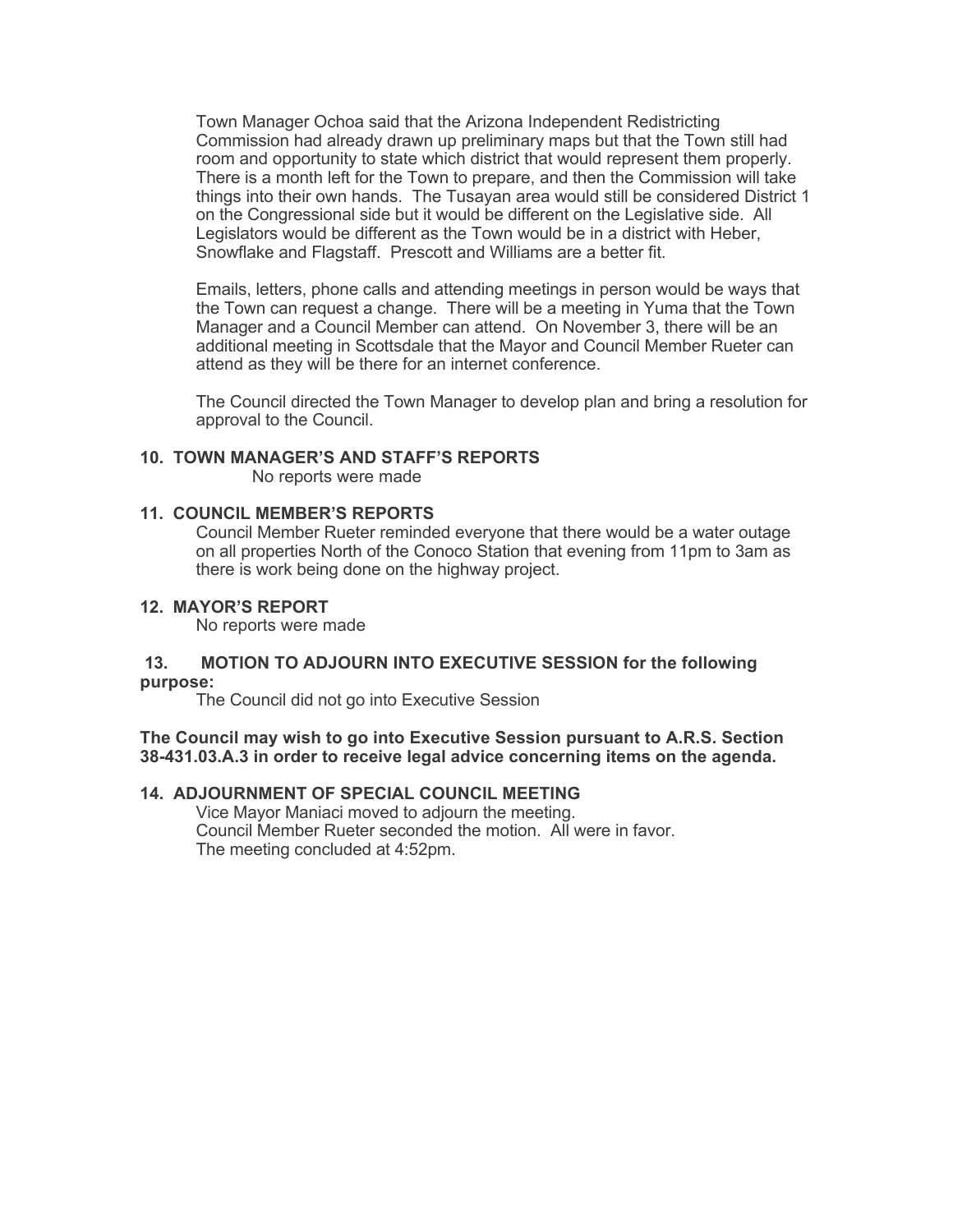Town Manager Ochoa said that the Arizona Independent Redistricting Commission had already drawn up preliminary maps but that the Town still had room and opportunity to state which district that would represent them properly. There is a month left for the Town to prepare, and then the Commission will take things into their own hands. The Tusayan area would still be considered District 1 on the Congressional side but it would be different on the Legislative side. All Legislators would be different as the Town would be in a district with Heber, Snowflake and Flagstaff. Prescott and Williams are a better fit.

Emails, letters, phone calls and attending meetings in person would be ways that the Town can request a change. There will be a meeting in Yuma that the Town Manager and a Council Member can attend. On November 3, there will be an additional meeting in Scottsdale that the Mayor and Council Member Rueter can attend as they will be there for an internet conference.

The Council directed the Town Manager to develop plan and bring a resolution for approval to the Council.

**10. TOWN MANAGER'S AND STAFF'S REPORTS**

No reports were made

**11. COUNCIL MEMBER'S REPORTS**

Council Member Rueter reminded everyone that there would be a water outage on all properties North of the Conoco Station that evening from 11pm to 3am as there is work being done on the highway project.

**12. MAYOR'S REPORT**

No reports were made

**13. MOTION TO ADJOURN INTO EXECUTIVE SESSION for the following purpose:**

The Council did not go into Executive Session

**The Council may wish to go into Executive Session pursuant to A.R.S. Section 38-431.03.A.3 in order to receive legal advice concerning items on the agenda.**

**14. ADJOURNMENT OF SPECIAL COUNCIL MEETING**

Vice Mayor Maniaci moved to adjourn the meeting.
Council Member Rueter seconded the motion. All were in favor.
The meeting concluded at 4:52pm.